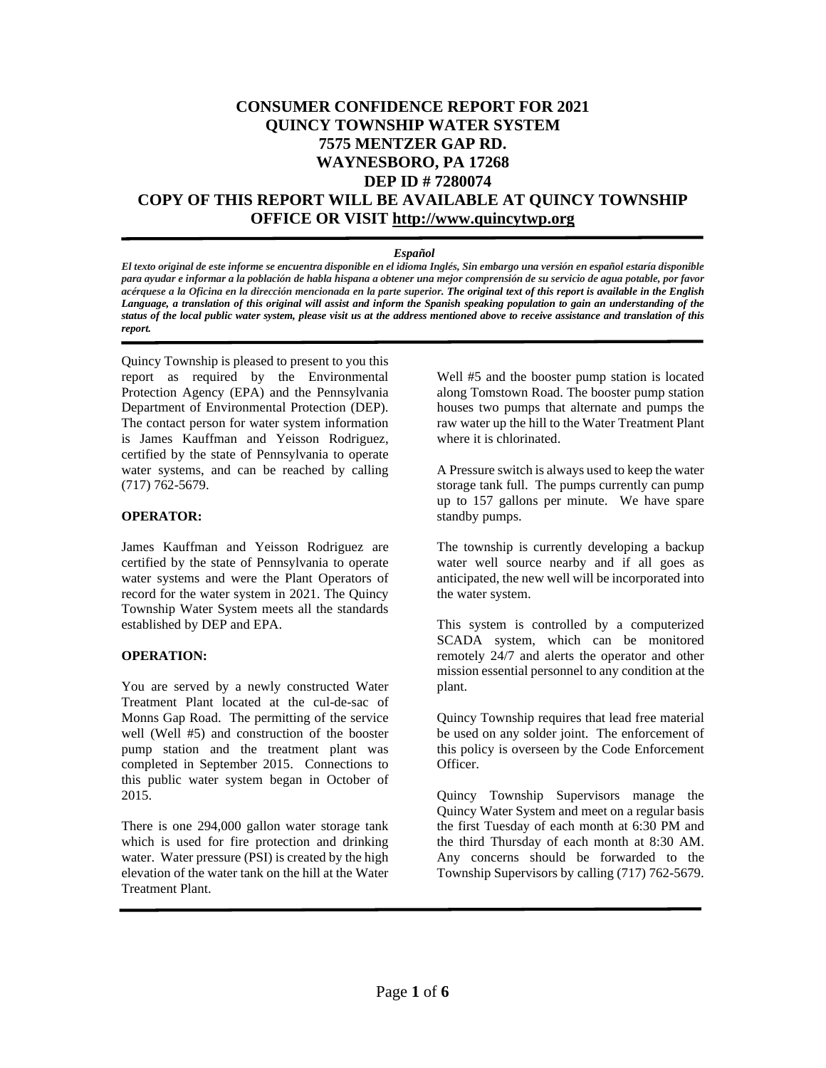# CONSUMER CONFIDENCE REPORT FOR 2021
# QUINCY TOWNSHIP WATER SYSTEM
# 7575 MENTZER GAP RD.
# WAYNESBORO, PA 17268
# DEP ID # 7280074
# COPY OF THIS REPORT WILL BE AVAILABLE AT QUINCY TOWNSHIP OFFICE OR VISIT http://www.quincytwp.org

***Español***

***El texto original de este informe se encuentra disponible en el idioma Inglés, Sin embargo una versión en español estaría disponible para ayudar e informar a la población de habla hispana a obtener una mejor comprensión de su servicio de agua potable, por favor acérquese a la Oficina en la dirección mencionada en la parte superior. The original text of this report is available in the English Language, a translation of this original will assist and inform the Spanish speaking population to gain an understanding of the status of the local public water system, please visit us at the address mentioned above to receive assistance and translation of this report.***

Quincy Township is pleased to present to you this report as required by the Environmental Protection Agency (EPA) and the Pennsylvania Department of Environmental Protection (DEP). The contact person for water system information is James Kauffman and Yeisson Rodriguez, certified by the state of Pennsylvania to operate water systems, and can be reached by calling (717) 762-5679.

**OPERATOR:**

James Kauffman and Yeisson Rodriguez are certified by the state of Pennsylvania to operate water systems and were the Plant Operators of record for the water system in 2021. The Quincy Township Water System meets all the standards established by DEP and EPA.

**OPERATION:**

You are served by a newly constructed Water Treatment Plant located at the cul-de-sac of Monns Gap Road. The permitting of the service well (Well #5) and construction of the booster pump station and the treatment plant was completed in September 2015. Connections to this public water system began in October of 2015.

There is one 294,000 gallon water storage tank which is used for fire protection and drinking water. Water pressure (PSI) is created by the high elevation of the water tank on the hill at the Water Treatment Plant.

Well #5 and the booster pump station is located along Tomstown Road. The booster pump station houses two pumps that alternate and pumps the raw water up the hill to the Water Treatment Plant where it is chlorinated.

A Pressure switch is always used to keep the water storage tank full. The pumps currently can pump up to 157 gallons per minute. We have spare standby pumps.

The township is currently developing a backup water well source nearby and if all goes as anticipated, the new well will be incorporated into the water system.

This system is controlled by a computerized SCADA system, which can be monitored remotely 24/7 and alerts the operator and other mission essential personnel to any condition at the plant.

Quincy Township requires that lead free material be used on any solder joint. The enforcement of this policy is overseen by the Code Enforcement Officer.

Quincy Township Supervisors manage the Quincy Water System and meet on a regular basis the first Tuesday of each month at 6:30 PM and the third Thursday of each month at 8:30 AM. Any concerns should be forwarded to the Township Supervisors by calling (717) 762-5679.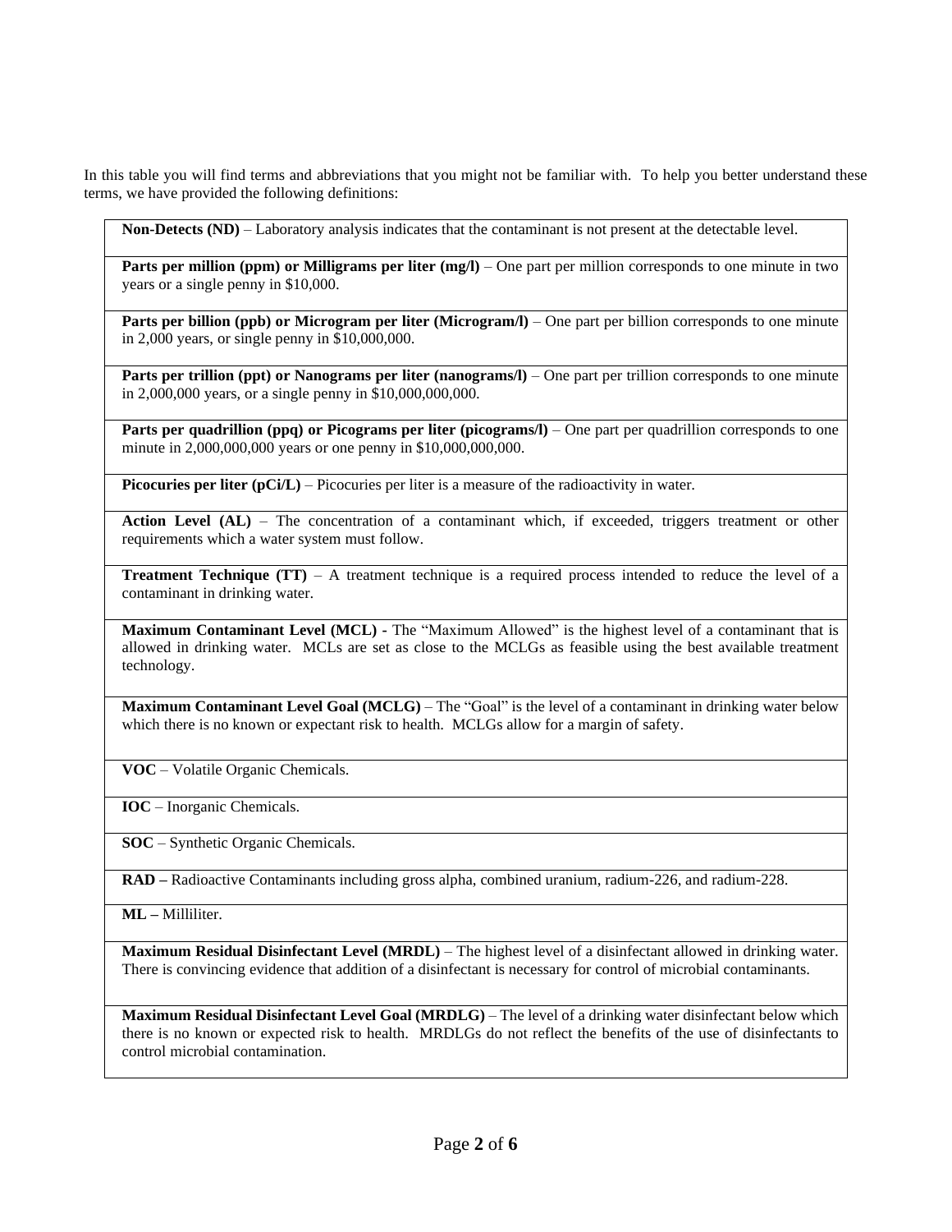In this table you will find terms and abbreviations that you might not be familiar with. To help you better understand these terms, we have provided the following definitions:

| |
|---|
| **Non-Detects (ND)** – Laboratory analysis indicates that the contaminant is not present at the detectable level. |
| **Parts per million (ppm) or Milligrams per liter (mg/l)** – One part per million corresponds to one minute in two years or a single penny in $10,000. |
| **Parts per billion (ppb) or Microgram per liter (Microgram/l)** – One part per billion corresponds to one minute in 2,000 years, or single penny in $10,000,000. |
| **Parts per trillion (ppt) or Nanograms per liter (nanograms/l)** – One part per trillion corresponds to one minute in 2,000,000 years, or a single penny in $10,000,000,000. |
| **Parts per quadrillion (ppq) or Picograms per liter (picograms/l)** – One part per quadrillion corresponds to one minute in 2,000,000,000 years or one penny in $10,000,000,000. |
| **Picocuries per liter (pCi/L)** – Picocuries per liter is a measure of the radioactivity in water. |
| **Action Level (AL)** – The concentration of a contaminant which, if exceeded, triggers treatment or other requirements which a water system must follow. |
| **Treatment Technique (TT)** – A treatment technique is a required process intended to reduce the level of a contaminant in drinking water. |
| **Maximum Contaminant Level (MCL) -** The "Maximum Allowed" is the highest level of a contaminant that is allowed in drinking water. MCLs are set as close to the MCLGs as feasible using the best available treatment technology. |
| **Maximum Contaminant Level Goal (MCLG)** – The "Goal" is the level of a contaminant in drinking water below which there is no known or expectant risk to health. MCLGs allow for a margin of safety. |
| **VOC** – Volatile Organic Chemicals. |
| **IOC** – Inorganic Chemicals. |
| **SOC** – Synthetic Organic Chemicals. |
| **RAD –** Radioactive Contaminants including gross alpha, combined uranium, radium-226, and radium-228. |
| **ML –** Milliliter. |
| **Maximum Residual Disinfectant Level (MRDL)** – The highest level of a disinfectant allowed in drinking water. There is convincing evidence that addition of a disinfectant is necessary for control of microbial contaminants. |
| **Maximum Residual Disinfectant Level Goal (MRDLG)** – The level of a drinking water disinfectant below which there is no known or expected risk to health. MRDLGs do not reflect the benefits of the use of disinfectants to control microbial contamination. |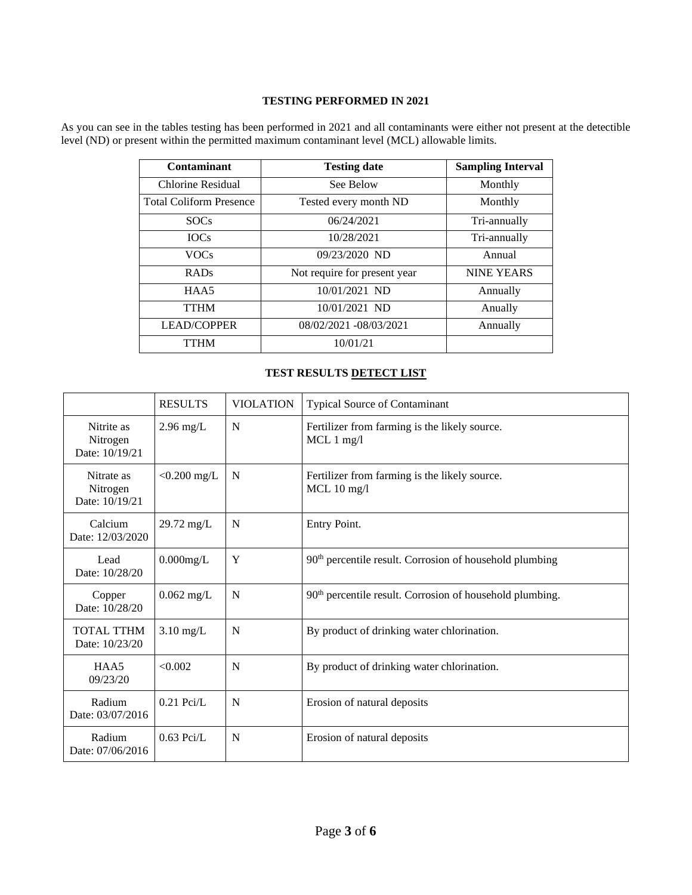## TESTING PERFORMED IN 2021

As you can see in the tables testing has been performed in 2021 and all contaminants were either not present at the detectible level (ND) or present within the permitted maximum contaminant level (MCL) allowable limits.

| Contaminant | Testing date | Sampling Interval |
|---|---|---|
| Chlorine Residual | See Below | Monthly |
| Total Coliform Presence | Tested every month ND | Monthly |
| SOCs | 06/24/2021 | Tri-annually |
| IOCs | 10/28/2021 | Tri-annually |
| VOCs | 09/23/2020 ND | Annual |
| RADs | Not require for present year | NINE YEARS |
| HAA5 | 10/01/2021 ND | Annually |
| TTHM | 10/01/2021 ND | Anually |
| LEAD/COPPER | 08/02/2021 -08/03/2021 | Annually |
| TTHM | 10/01/21 | |

## TEST RESULTS DETECT LIST

| | RESULTS | VIOLATION | Typical Source of Contaminant |
|---|---|---|---|
| Nitrite as Nitrogen Date: 10/19/21 | 2.96 mg/L | N | Fertilizer from farming is the likely source. MCL 1 mg/l |
| Nitrate as Nitrogen Date: 10/19/21 | <0.200 mg/L | N | Fertilizer from farming is the likely source. MCL 10 mg/l |
| Calcium Date: 12/03/2020 | 29.72 mg/L | N | Entry Point. |
| Lead Date: 10/28/20 | 0.000mg/L | Y | 90th percentile result. Corrosion of household plumbing |
| Copper Date: 10/28/20 | 0.062 mg/L | N | 90th percentile result. Corrosion of household plumbing. |
| TOTAL TTHM Date: 10/23/20 | 3.10 mg/L | N | By product of drinking water chlorination. |
| HAA5 09/23/20 | <0.002 | N | By product of drinking water chlorination. |
| Radium Date: 03/07/2016 | 0.21 Pci/L | N | Erosion of natural deposits |
| Radium Date: 07/06/2016 | 0.63 Pci/L | N | Erosion of natural deposits |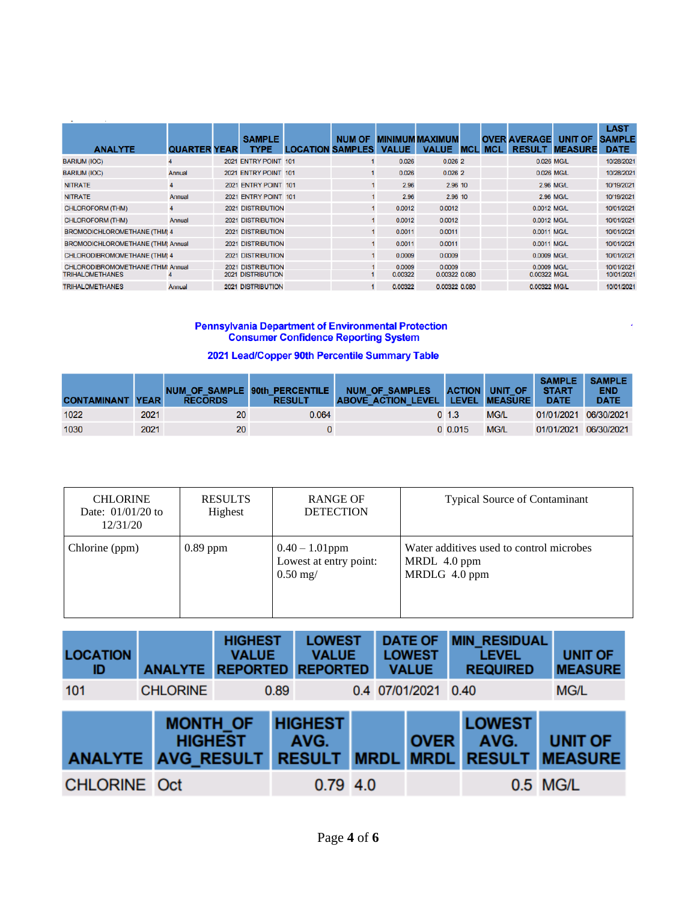| ANALYTE | QUARTER | YEAR | SAMPLE TYPE | LOCATION | NUM OF SAMPLES | MINIMUM VALUE | MAXIMUM VALUE | MCL | OVER MCL | AVERAGE RESULT | UNIT OF MEASURE | LAST SAMPLE DATE |
|---|---|---|---|---|---|---|---|---|---|---|---|---|
| BARIUM (IOC) | 4 | 2021 | ENTRY POINT | 101 | 1 | 0.026 | 0.026 | 2 | | 0.026 | MG/L | 10/28/2021 |
| BARIUM (IOC) | Annual | 2021 | ENTRY POINT | 101 | 1 | 0.026 | 0.026 | 2 | | 0.026 | MG/L | 10/28/2021 |
| NITRATE | 4 | 2021 | ENTRY POINT | 101 | 1 | 2.96 | 2.96 | 10 | | 2.96 | MG/L | 10/19/2021 |
| NITRATE | Annual | 2021 | ENTRY POINT | 101 | 1 | 2.96 | 2.96 | 10 | | 2.96 | MG/L | 10/19/2021 |
| CHLOROFORM (THM) | 4 | 2021 | DISTRIBUTION | | 1 | 0.0012 | 0.0012 | | | 0.0012 | MG/L | 10/01/2021 |
| CHLOROFORM (THM) | Annual | 2021 | DISTRIBUTION | | 1 | 0.0012 | 0.0012 | | | 0.0012 | MG/L | 10/01/2021 |
| BROMODICHLOROMETHANE (THM) | 4 | 2021 | DISTRIBUTION | | 1 | 0.0011 | 0.0011 | | | 0.0011 | MG/L | 10/01/2021 |
| BROMODICHLOROMETHANE (THM) | Annual | 2021 | DISTRIBUTION | | 1 | 0.0011 | 0.0011 | | | 0.0011 | MG/L | 10/01/2021 |
| CHLORODIBROMOMETHANE (THM) | 4 | 2021 | DISTRIBUTION | | 1 | 0.0009 | 0.0009 | | | 0.0009 | MG/L | 10/01/2021 |
| CHLORODIBROMOMETHANE (THM) | Annual | 2021 | DISTRIBUTION | | 1 | 0.0009 | 0.0009 | | | 0.0009 | MG/L | 10/01/2021 |
| TRIHALOMETHANES | 4 | 2021 | DISTRIBUTION | | 1 | 0.00322 | 0.00322 | 0.080 | | 0.00322 | MG/L | 10/01/2021 |
| TRIHALOMETHANES | Annual | 2021 | DISTRIBUTION | | 1 | 0.00322 | 0.00322 | 0.080 | | 0.00322 | MG/L | 10/01/2021 |

**Pennsylvania Department of Environmental Protection**
**Consumer Confidence Reporting System**

**2021 Lead/Copper 90th Percentile Summary Table**

| CONTAMINANT | YEAR | NUM_OF_SAMPLE RECORDS | 90th_PERCENTILE RESULT | NUM_OF_SAMPLES ABOVE_ACTION_LEVEL | ACTION LEVEL | UNIT_OF MEASURE | SAMPLE START DATE | SAMPLE END DATE |
|---|---|---|---|---|---|---|---|---|
| 1022 | 2021 | 20 | 0.064 | 0 | 1.3 | MG/L | 01/01/2021 | 06/30/2021 |
| 1030 | 2021 | 20 | 0 | 0 | 0.015 | MG/L | 01/01/2021 | 06/30/2021 |

| CHLORINE Date: 01/01/20 to 12/31/20 | RESULTS Highest | RANGE OF DETECTION | Typical Source of Contaminant |
|---|---|---|---|
| Chlorine (ppm) | 0.89 ppm | 0.40 – 1.01ppm Lowest at entry point: 0.50 mg/ | Water additives used to control microbes MRDL 4.0 ppm MRDLG 4.0 ppm |

| LOCATION ID | ANALYTE | HIGHEST VALUE REPORTED | LOWEST VALUE REPORTED | DATE OF LOWEST VALUE | MIN_RESIDUAL LEVEL REQUIRED | UNIT OF MEASURE |
|---|---|---|---|---|---|---|
| 101 | CHLORINE | 0.89 | 0.4 | 07/01/2021 | 0.40 | MG/L |

| ANALYTE | MONTH_OF HIGHEST AVG_RESULT | HIGHEST AVG. RESULT | MRDL | OVER MRDL | LOWEST AVG. RESULT | UNIT OF MEASURE |
|---|---|---|---|---|---|---|
| CHLORINE | Oct | 0.79 | 4.0 | | 0.5 | MG/L |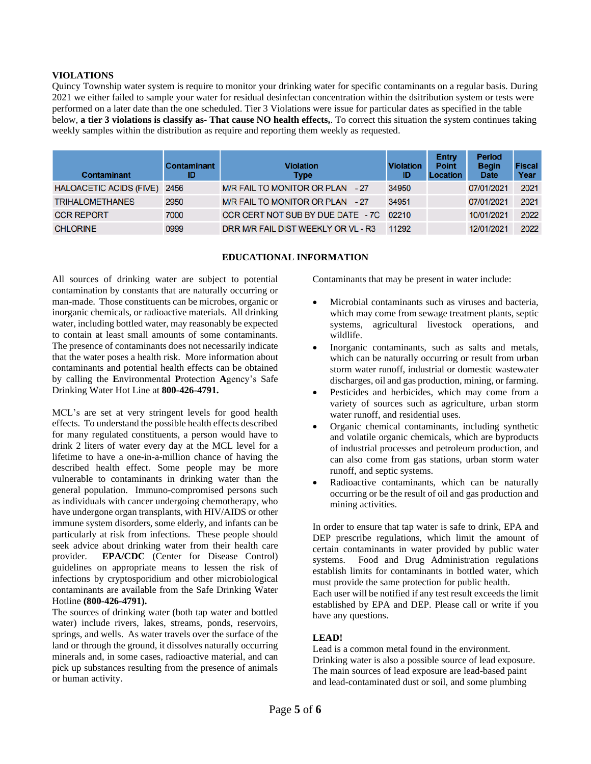**VIOLATIONS**

Quincy Township water system is require to monitor your drinking water for specific contaminants on a regular basis. During 2021 we either failed to sample your water for residual desinfectan concentration within the dsitribution system or tests were performed on a later date than the one scheduled. Tier 3 Violations were issue for particular dates as specified in the table below, **a tier 3 violations is classify as- That cause NO health effects,**. To correct this situation the system continues taking weekly samples within the distribution as require and reporting them weekly as requested.

| Contaminant | Contaminant ID | Violation Type | Violation ID | Entry Point Location | Period Begin Date | Fiscal Year |
|---|---|---|---|---|---|---|
| HALOACETIC ACIDS (FIVE) | 2456 | M/R FAIL TO MONITOR OR PLAN - 27 | 34950 | | 07/01/2021 | 2021 |
| TRIHALOMETHANES | 2950 | M/R FAIL TO MONITOR OR PLAN - 27 | 34951 | | 07/01/2021 | 2021 |
| CCR REPORT | 7000 | CCR CERT NOT SUB BY DUE DATE - 7C | 02210 | | 10/01/2021 | 2022 |
| CHLORINE | 0999 | DRR M/R FAIL DIST WEEKLY OR VL - R3 | 11292 | | 12/01/2021 | 2022 |

**EDUCATIONAL INFORMATION**

All sources of drinking water are subject to potential contamination by constants that are naturally occurring or man-made. Those constituents can be microbes, organic or inorganic chemicals, or radioactive materials. All drinking water, including bottled water, may reasonably be expected to contain at least small amounts of some contaminants. The presence of contaminants does not necessarily indicate that the water poses a health risk. More information about contaminants and potential health effects can be obtained by calling the **E**nvironmental **P**rotection **A**gency's Safe Drinking Water Hot Line at **800-426-4791.**

MCL's are set at very stringent levels for good health effects. To understand the possible health effects described for many regulated constituents, a person would have to drink 2 liters of water every day at the MCL level for a lifetime to have a one-in-a-million chance of having the described health effect. Some people may be more vulnerable to contaminants in drinking water than the general population. Immuno-compromised persons such as individuals with cancer undergoing chemotherapy, who have undergone organ transplants, with HIV/AIDS or other immune system disorders, some elderly, and infants can be particularly at risk from infections. These people should seek advice about drinking water from their health care provider. **EPA/CDC** (Center for Disease Control) guidelines on appropriate means to lessen the risk of infections by cryptosporidium and other microbiological contaminants are available from the Safe Drinking Water Hotline **(800-426-4791).**

The sources of drinking water (both tap water and bottled water) include rivers, lakes, streams, ponds, reservoirs, springs, and wells. As water travels over the surface of the land or through the ground, it dissolves naturally occurring minerals and, in some cases, radioactive material, and can pick up substances resulting from the presence of animals or human activity.

Contaminants that may be present in water include:

- Microbial contaminants such as viruses and bacteria, which may come from sewage treatment plants, septic systems, agricultural livestock operations, and wildlife.
- Inorganic contaminants, such as salts and metals, which can be naturally occurring or result from urban storm water runoff, industrial or domestic wastewater discharges, oil and gas production, mining, or farming.
- Pesticides and herbicides, which may come from a variety of sources such as agriculture, urban storm water runoff, and residential uses.
- Organic chemical contaminants, including synthetic and volatile organic chemicals, which are byproducts of industrial processes and petroleum production, and can also come from gas stations, urban storm water runoff, and septic systems.
- Radioactive contaminants, which can be naturally occurring or be the result of oil and gas production and mining activities.

In order to ensure that tap water is safe to drink, EPA and DEP prescribe regulations, which limit the amount of certain contaminants in water provided by public water systems. Food and Drug Administration regulations establish limits for contaminants in bottled water, which must provide the same protection for public health.

Each user will be notified if any test result exceeds the limit established by EPA and DEP. Please call or write if you have any questions.

**LEAD!**

Lead is a common metal found in the environment.

Drinking water is also a possible source of lead exposure. The main sources of lead exposure are lead-based paint and lead-contaminated dust or soil, and some plumbing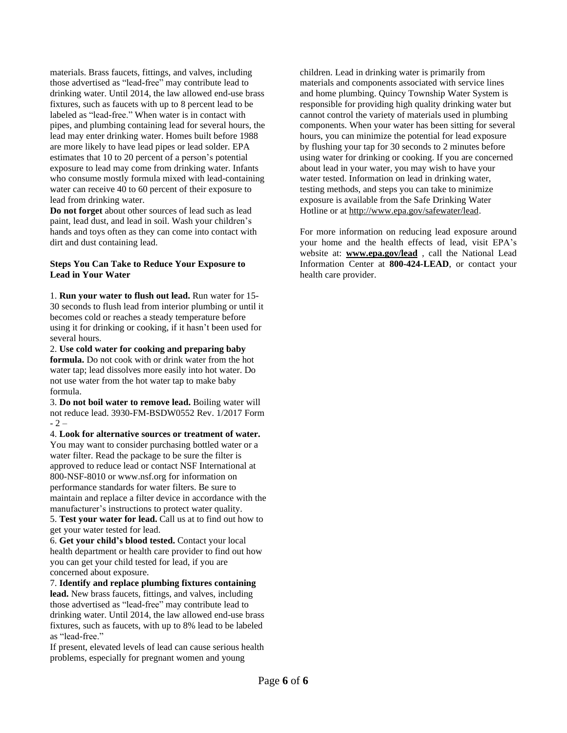materials. Brass faucets, fittings, and valves, including those advertised as "lead-free" may contribute lead to drinking water. Until 2014, the law allowed end-use brass fixtures, such as faucets with up to 8 percent lead to be labeled as "lead-free." When water is in contact with pipes, and plumbing containing lead for several hours, the lead may enter drinking water. Homes built before 1988 are more likely to have lead pipes or lead solder. EPA estimates that 10 to 20 percent of a person's potential exposure to lead may come from drinking water. Infants who consume mostly formula mixed with lead-containing water can receive 40 to 60 percent of their exposure to lead from drinking water.

**Do not forget** about other sources of lead such as lead paint, lead dust, and lead in soil. Wash your children's hands and toys often as they can come into contact with dirt and dust containing lead.

**Steps You Can Take to Reduce Your Exposure to Lead in Your Water**

1. **Run your water to flush out lead.** Run water for 15-30 seconds to flush lead from interior plumbing or until it becomes cold or reaches a steady temperature before using it for drinking or cooking, if it hasn't been used for several hours.
2. **Use cold water for cooking and preparing baby formula.** Do not cook with or drink water from the hot water tap; lead dissolves more easily into hot water. Do not use water from the hot water tap to make baby formula.
3. **Do not boil water to remove lead.** Boiling water will not reduce lead. 3930-FM-BSDW0552 Rev. 1/2017 Form - 2 –
4. **Look for alternative sources or treatment of water.** You may want to consider purchasing bottled water or a water filter. Read the package to be sure the filter is approved to reduce lead or contact NSF International at 800-NSF-8010 or www.nsf.org for information on performance standards for water filters. Be sure to maintain and replace a filter device in accordance with the manufacturer's instructions to protect water quality.
5. **Test your water for lead.** Call us at to find out how to get your water tested for lead.
6. **Get your child's blood tested.** Contact your local health department or health care provider to find out how you can get your child tested for lead, if you are concerned about exposure.
7. **Identify and replace plumbing fixtures containing lead.** New brass faucets, fittings, and valves, including those advertised as "lead-free" may contribute lead to drinking water. Until 2014, the law allowed end-use brass fixtures, such as faucets, with up to 8% lead to be labeled as "lead-free."

If present, elevated levels of lead can cause serious health problems, especially for pregnant women and young children. Lead in drinking water is primarily from materials and components associated with service lines and home plumbing. Quincy Township Water System is responsible for providing high quality drinking water but cannot control the variety of materials used in plumbing components. When your water has been sitting for several hours, you can minimize the potential for lead exposure by flushing your tap for 30 seconds to 2 minutes before using water for drinking or cooking. If you are concerned about lead in your water, you may wish to have your water tested. Information on lead in drinking water, testing methods, and steps you can take to minimize exposure is available from the Safe Drinking Water Hotline or at http://www.epa.gov/safewater/lead.

For more information on reducing lead exposure around your home and the health effects of lead, visit EPA's website at: **www.epa.gov/lead** , call the National Lead Information Center at **800-424-LEAD**, or contact your health care provider.